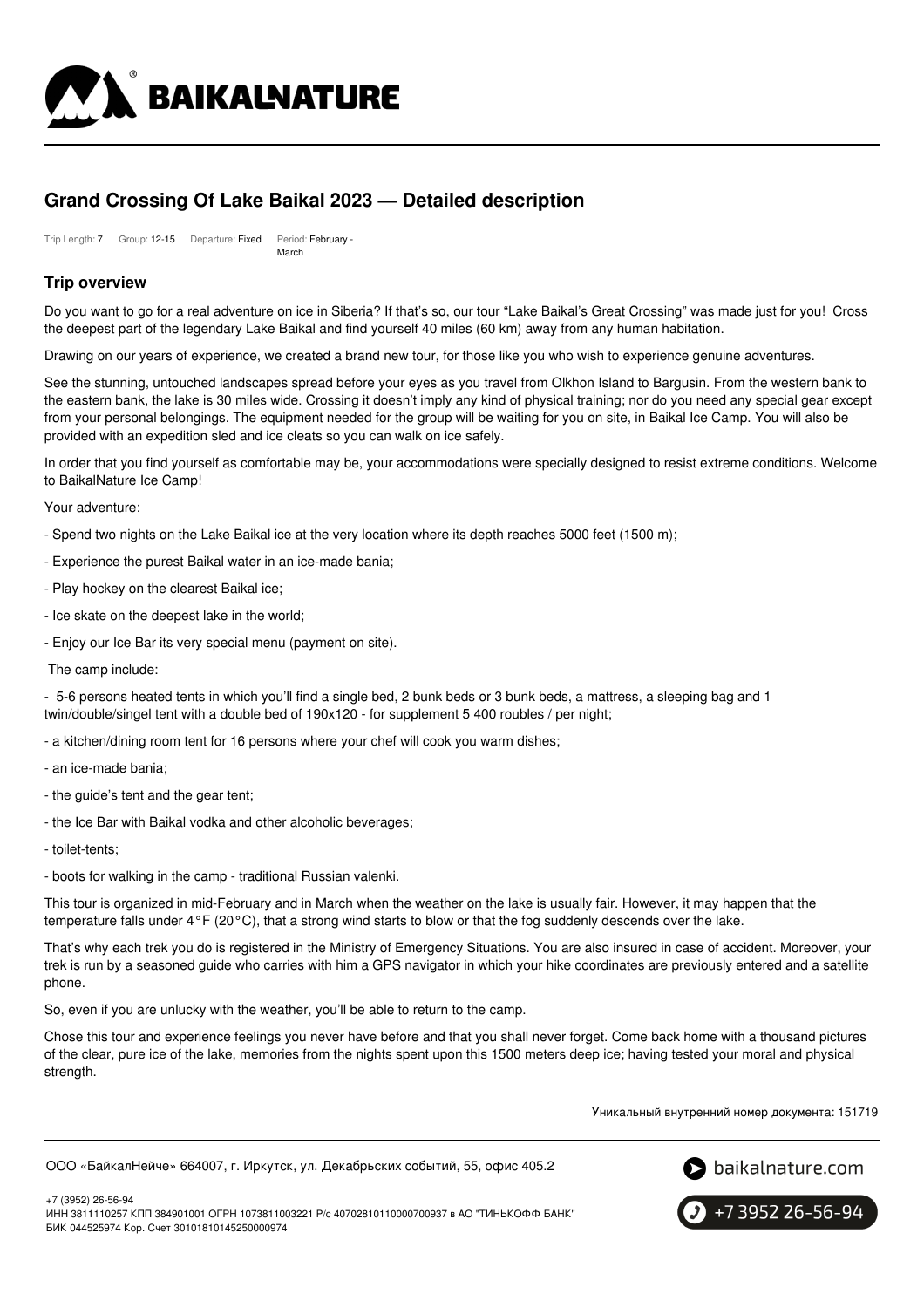# Grand Crossing Of Lake Baikal 2023 — Detailed description

Trip Length: **7** Group: **12-15** Departure: **Fixed** Period: **February - March**

## Trip overview

Do you want to go for a real adventure on ice in Siberia? If that's so, our tour "Lake Baikal's Great Crossing" was made just for you! Cross the deepest part of the legendary Lake Baikal and find yourself 40 miles (60 km) away from any human habitation.

Drawing on our years of experience, we created a brand new tour, for those like you who wish to experience genuine adventures.

See the stunning, untouched landscapes spread before your eyes as you travel from Olkhon Island to Bargusin. From the western bank to the eastern bank, the lake is 30 miles wide. Crossing it doesn't imply any kind of physical training; nor do you need any special gear except from your personal belongings. The equipment needed for the group will be waiting for you on site, in Baikal Ice Camp. You will also be provided with an expedition sled and ice cleats so you can walk on ice safely.

In order that you find yourself as comfortable may be, your accommodations were specially designed to resist extreme conditions. Welcome to BaikalNature Ice Camp!

Your adventure:

- Spend two nights on the Lake Baikal ice at the very location where its depth reaches 5000 feet (1500 m);
- Experience the purest Baikal water in an ice-made bania;
- Play hockey on the clearest Baikal ice;
- Ice skate on the deepest lake in the world;
- Enjoy our Ice Bar its very special menu (payment on site).

The camp include:

- 5-6 persons heated tents in which you'll find a single bed, 2 bunk beds or 3 bunk beds, a mattress, a sleeping bag and 1 twin/double/singel tent with a double bed of 190x120 - for supplement 5 400 roubles / per night;
- a kitchen/dining room tent for 16 persons where your chef will cook you warm dishes;
- an ice-made bania;
- the guide's tent and the gear tent;
- the Ice Bar with Baikal vodka and other alcoholic beverages;
- toilet-tents;
- boots for walking in the camp - traditional Russian valenki.

This tour is organized in mid-February and in March when the weather on the lake is usually fair. However, it may happen that the temperature falls under 4°F (20°C), that a strong wind starts to blow or that the fog suddenly descends over the lake.

That's why each trek you do is registered in the Ministry of Emergency Situations. You are also insured in case of accident. Moreover, your trek is run by a seasoned guide who carries with him a GPS navigator in which your hike coordinates are previously entered and a satellite phone.

So, even if you are unlucky with the weather, you'll be able to return to the camp.

Chose this tour and experience feelings you never have before and that you shall never forget. Come back home with a thousand pictures of the clear, pure ice of the lake, memories from the nights spent upon this 1500 meters deep ice; having tested your moral and physical strength.

Уникальный внутренний номер документа: 151719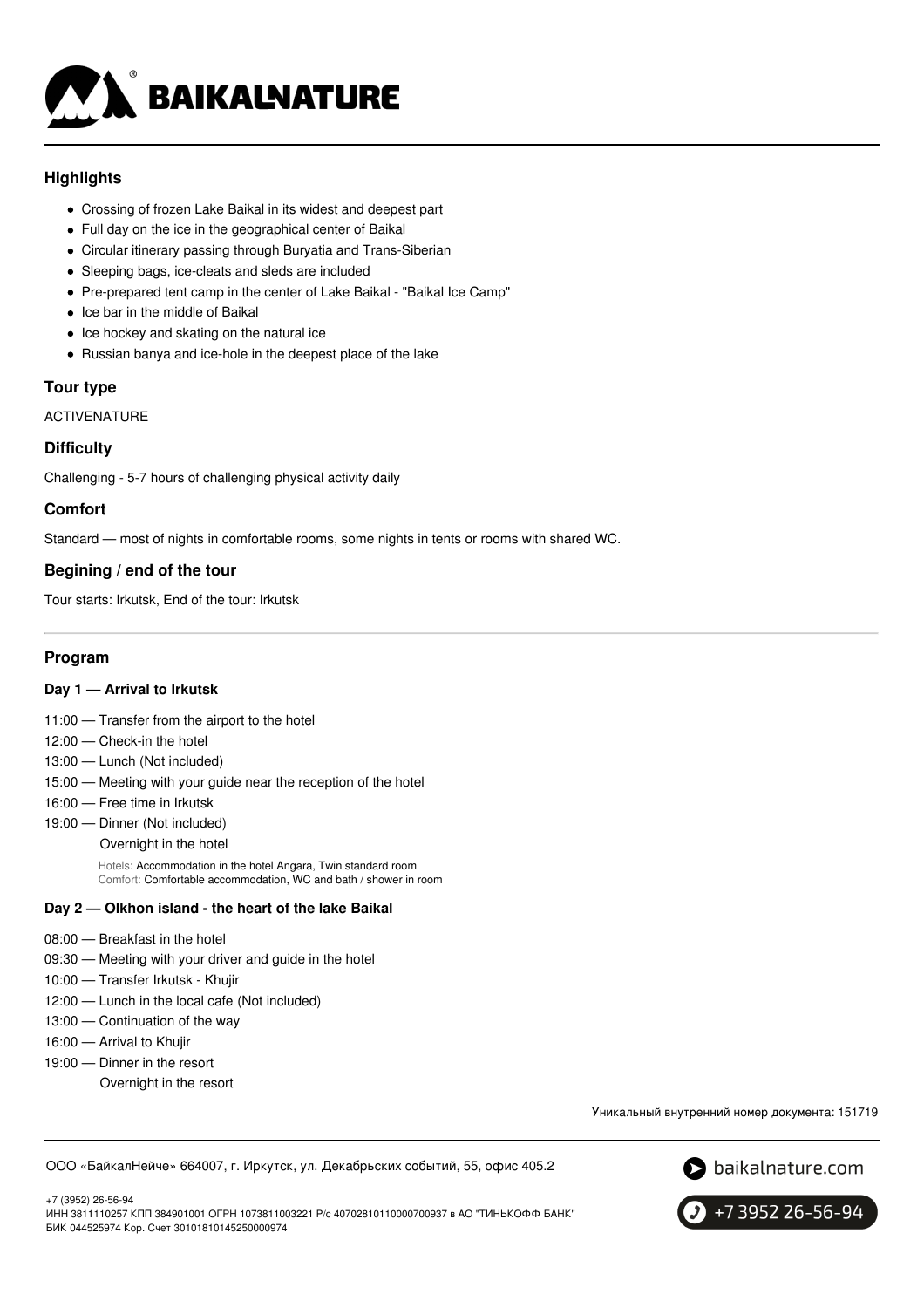## Highlights

- Crossing of frozen Lake Baikal in its widest and deepest part
- Full day on the ice in the geographical center of Baikal
- Circular itinerary passing through Buryatia and Trans-Siberian
- Sleeping bags, ice-cleats and sleds are included
- Pre-prepared tent camp in the center of Lake Baikal - "Baikal Ice Camp"
- Ice bar in the middle of Baikal
- Ice hockey and skating on the natural ice
- Russian banya and ice-hole in the deepest place of the lake

## Tour type

ACTIVENATURE

## Difficulty

Challenging - 5-7 hours of challenging physical activity daily

## Comfort

Standard — most of nights in comfortable rooms, some nights in tents or rooms with shared WC.

## Begining / end of the tour

Tour starts: Irkutsk, End of the tour: Irkutsk

## Program

### Day 1 — Arrival to Irkutsk

11:00 — Transfer from the airport to the hotel
12:00 — Check-in the hotel
13:00 — Lunch (Not included)
15:00 — Meeting with your guide near the reception of the hotel
16:00 — Free time in Irkutsk
19:00 — Dinner (Not included)
Overnight in the hotel

Hotels: Accommodation in the hotel Angara, Twin standard room
Comfort: Comfortable accommodation, WC and bath / shower in room

### Day 2 — Olkhon island - the heart of the lake Baikal

08:00 — Breakfast in the hotel
09:30 — Meeting with your driver and guide in the hotel
10:00 — Transfer Irkutsk - Khujir
12:00 — Lunch in the local cafe (Not included)
13:00 — Continuation of the way
16:00 — Arrival to Khujir
19:00 — Dinner in the resort
Overnight in the resort

Уникальный внутренний номер документа: 151719

ООО «БайкалНейче» 664007, г. Иркутск, ул. Декабрьских событий, 55, офис 405.2

+7 (3952) 26-56-94
ИНН 3811110257 КПП 384901001 ОГРН 1073811003221 Р/с 40702810110000700937 в АО "ТИНЬКОФФ БАНК"
БИК 044525974 Кор. Счет 30101810145250000974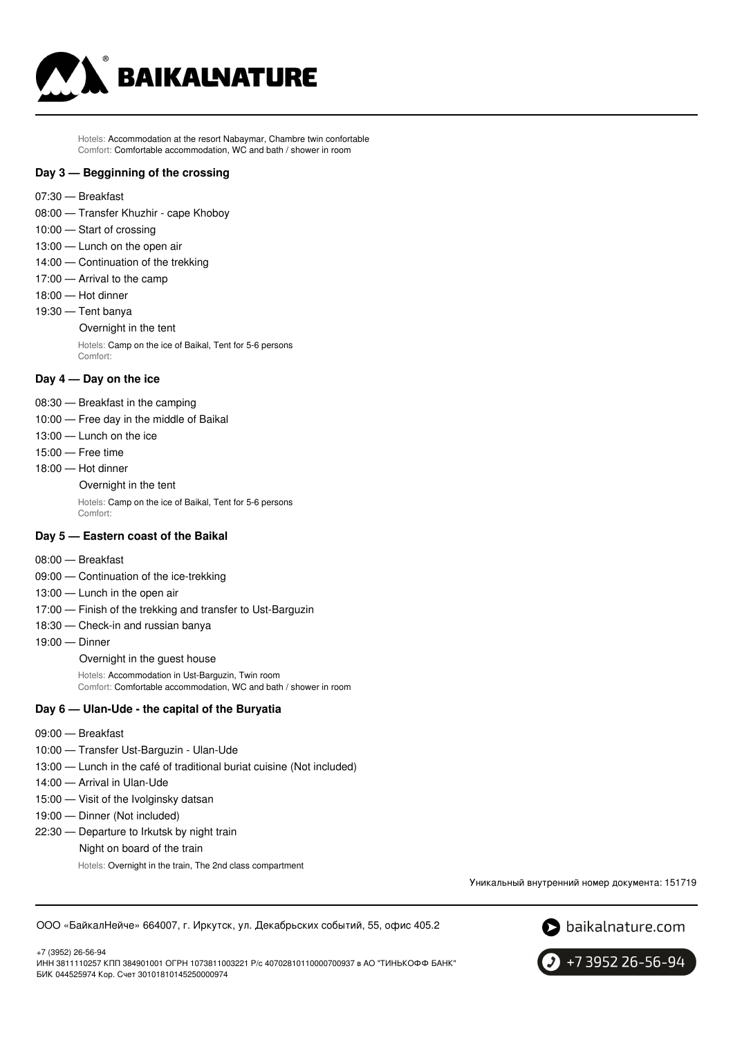Hotels: Accommodation at the resort Nabaymar, Chambre twin confortable
Comfort: Comfortable accommodation, WC and bath / shower in room

### Day 3 — Begginning of the crossing

- 07:30 — Breakfast
- 08:00 — Transfer Khuzhir - cape Khoboy
- 10:00 — Start of crossing
- 13:00 — Lunch on the open air
- 14:00 — Continuation of the trekking
- 17:00 — Arrival to the camp
- 18:00 — Hot dinner
- 19:30 — Tent banya

Overnight in the tent

Hotels: Camp on the ice of Baikal, Tent for 5-6 persons
Comfort:

### Day 4 — Day on the ice

- 08:30 — Breakfast in the camping
- 10:00 — Free day in the middle of Baikal
- 13:00 — Lunch on the ice
- 15:00 — Free time
- 18:00 — Hot dinner

Overnight in the tent

Hotels: Camp on the ice of Baikal, Tent for 5-6 persons
Comfort:

### Day 5 — Eastern coast of the Baikal

- 08:00 — Breakfast
- 09:00 — Continuation of the ice-trekking
- 13:00 — Lunch in the open air
- 17:00 — Finish of the trekking and transfer to Ust-Barguzin
- 18:30 — Check-in and russian banya
- 19:00 — Dinner

Overnight in the guest house

Hotels: Accommodation in Ust-Barguzin, Twin room
Comfort: Comfortable accommodation, WC and bath / shower in room

### Day 6 — Ulan-Ude - the capital of the Buryatia

- 09:00 — Breakfast
- 10:00 — Transfer Ust-Barguzin - Ulan-Ude
- 13:00 — Lunch in the café of traditional buriat cuisine (Not included)
- 14:00 — Arrival in Ulan-Ude
- 15:00 — Visit of the Ivolginsky datsan
- 19:00 — Dinner (Not included)
- 22:30 — Departure to Irkutsk by night train

Night on board of the train

Hotels: Overnight in the train, The 2nd class compartment

Уникальный внутренний номер документа: 151719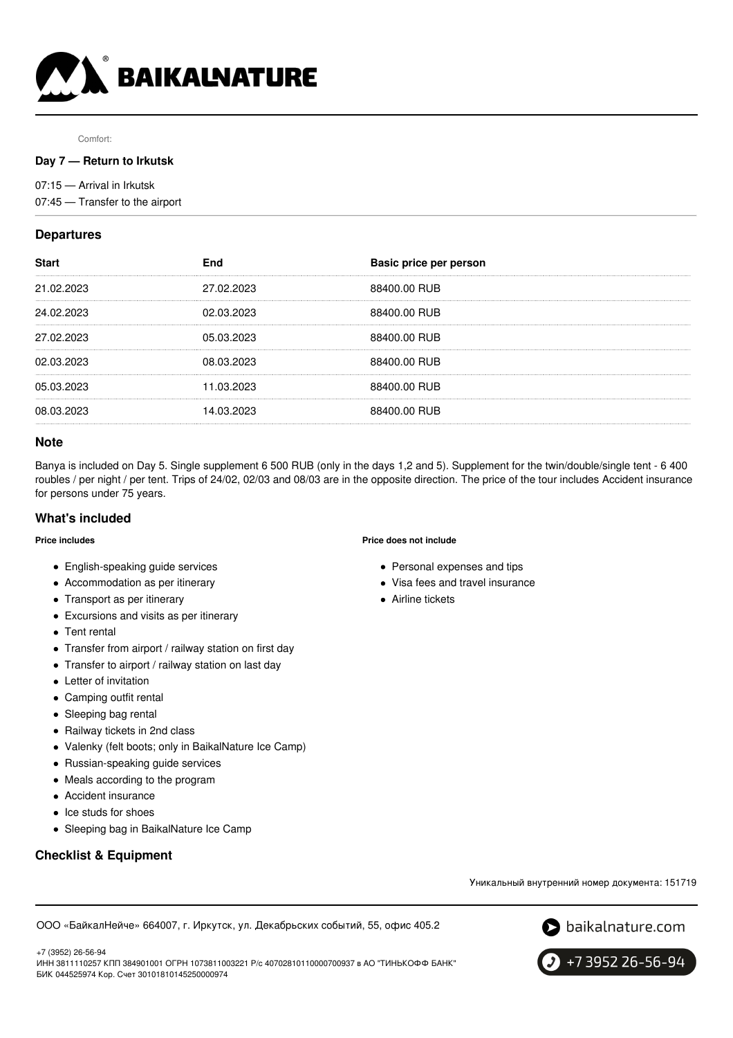Comfort:

**Day 7 — Return to Irkutsk**

07:15 — Arrival in Irkutsk

07:45 — Transfer to the airport

## Departures

| Start | End | Basic price per person |
| --- | --- | --- |
| 21.02.2023 | 27.02.2023 | 88400.00 RUB |
| 24.02.2023 | 02.03.2023 | 88400.00 RUB |
| 27.02.2023 | 05.03.2023 | 88400.00 RUB |
| 02.03.2023 | 08.03.2023 | 88400.00 RUB |
| 05.03.2023 | 11.03.2023 | 88400.00 RUB |
| 08.03.2023 | 14.03.2023 | 88400.00 RUB |

## Note

Banya is included on Day 5. Single supplement 6 500 RUB (only in the days 1,2 and 5). Supplement for the twin/double/single tent - 6 400 roubles / per night / per tent. Trips of 24/02, 02/03 and 08/03 are in the opposite direction. The price of the tour includes Accident insurance for persons under 75 years.

## What's included

**Price includes**

- English-speaking guide services
- Accommodation as per itinerary
- Transport as per itinerary
- Excursions and visits as per itinerary
- Tent rental
- Transfer from airport / railway station on first day
- Transfer to airport / railway station on last day
- Letter of invitation
- Camping outfit rental
- Sleeping bag rental
- Railway tickets in 2nd class
- Valenky (felt boots; only in BaikalNature Ice Camp)
- Russian-speaking guide services
- Meals according to the program
- Accident insurance
- Ice studs for shoes
- Sleeping bag in BaikalNature Ice Camp

**Price does not include**

- Personal expenses and tips
- Visa fees and travel insurance
- Airline tickets

## Checklist & Equipment

Уникальный внутренний номер документа: 151719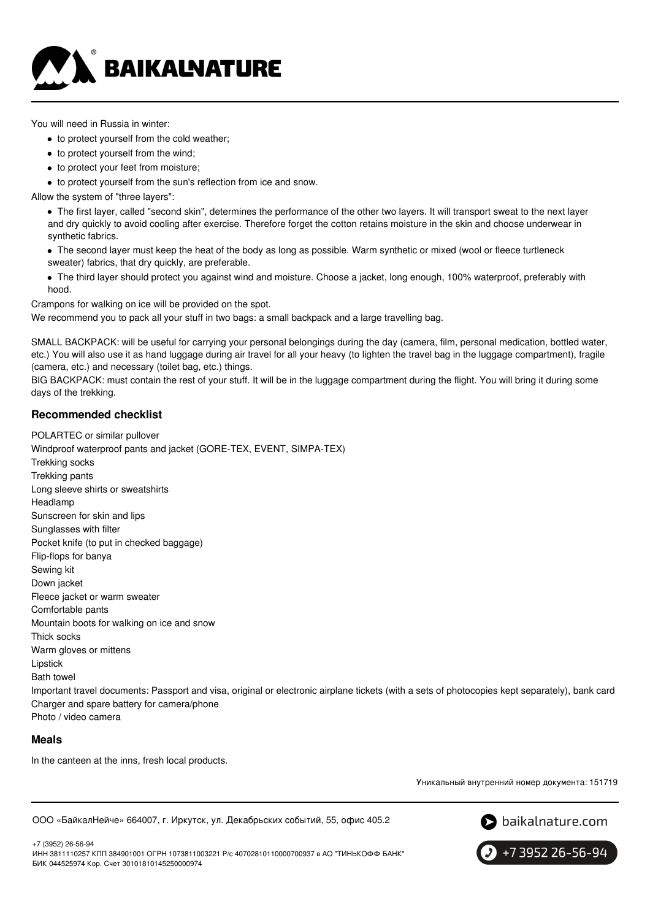You will need in Russia in winter:

- to protect yourself from the cold weather;
- to protect yourself from the wind;
- to protect your feet from moisture;
- to protect yourself from the sun's reflection from ice and snow.

Allow the system of "three layers":

- The first layer, called "second skin", determines the performance of the other two layers. It will transport sweat to the next layer and dry quickly to avoid cooling after exercise. Therefore forget the cotton retains moisture in the skin and choose underwear in synthetic fabrics.
- The second layer must keep the heat of the body as long as possible. Warm synthetic or mixed (wool or fleece turtleneck sweater) fabrics, that dry quickly, are preferable.
- The third layer should protect you against wind and moisture. Choose a jacket, long enough, 100% waterproof, preferably with hood.

Crampons for walking on ice will be provided on the spot.

We recommend you to pack all your stuff in two bags: a small backpack and a large travelling bag.

SMALL BACKPACK: will be useful for carrying your personal belongings during the day (camera, film, personal medication, bottled water, etc.) You will also use it as hand luggage during air travel for all your heavy (to lighten the travel bag in the luggage compartment), fragile (camera, etc.) and necessary (toilet bag, etc.) things.

BIG BACKPACK: must contain the rest of your stuff. It will be in the luggage compartment during the flight. You will bring it during some days of the trekking.

### Recommended checklist

POLARTEC or similar pullover
Windproof waterproof pants and jacket (GORE-TEX, EVENT, SIMPA-TEX)
Trekking socks
Trekking pants
Long sleeve shirts or sweatshirts
Headlamp
Sunscreen for skin and lips
Sunglasses with filter
Pocket knife (to put in checked baggage)
Flip-flops for banya
Sewing kit
Down jacket
Fleece jacket or warm sweater
Comfortable pants
Mountain boots for walking on ice and snow
Thick socks
Warm gloves or mittens
Lipstick
Bath towel
Important travel documents: Passport and visa, original or electronic airplane tickets (with a sets of photocopies kept separately), bank card
Charger and spare battery for camera/phone
Photo / video camera

### Meals

In the canteen at the inns, fresh local products.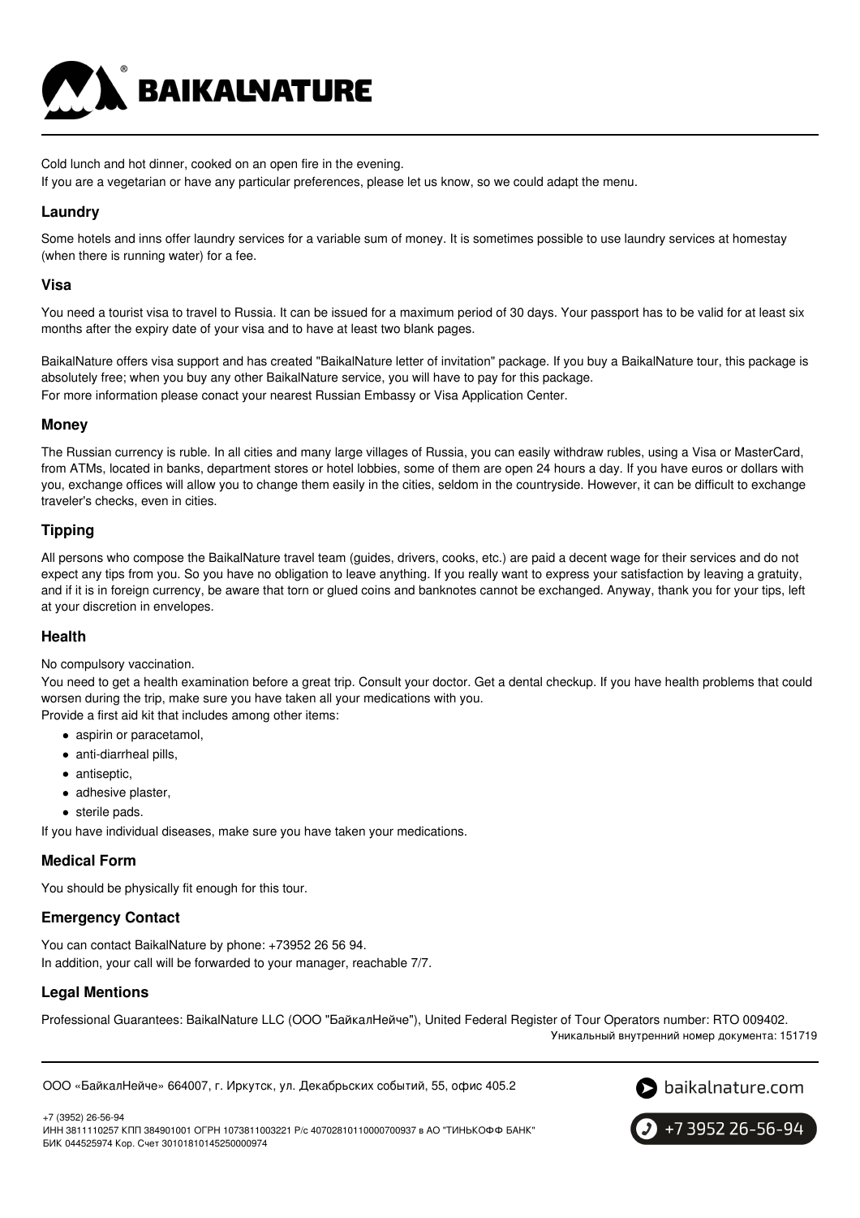Cold lunch and hot dinner, cooked on an open fire in the evening.
If you are a vegetarian or have any particular preferences, please let us know, so we could adapt the menu.

### Laundry

Some hotels and inns offer laundry services for a variable sum of money. It is sometimes possible to use laundry services at homestay (when there is running water) for a fee.

### Visa

You need a tourist visa to travel to Russia. It can be issued for a maximum period of 30 days. Your passport has to be valid for at least six months after the expiry date of your visa and to have at least two blank pages.

BaikalNature offers visa support and has created "BaikalNature letter of invitation" package. If you buy a BaikalNature tour, this package is absolutely free; when you buy any other BaikalNature service, you will have to pay for this package.
For more information please conact your nearest Russian Embassy or Visa Application Center.

### Money

The Russian currency is ruble. In all cities and many large villages of Russia, you can easily withdraw rubles, using a Visa or MasterCard, from ATMs, located in banks, department stores or hotel lobbies, some of them are open 24 hours a day. If you have euros or dollars with you, exchange offices will allow you to change them easily in the cities, seldom in the countryside. However, it can be difficult to exchange traveler's checks, even in cities.

### Tipping

All persons who compose the BaikalNature travel team (guides, drivers, cooks, etc.) are paid a decent wage for their services and do not expect any tips from you. So you have no obligation to leave anything. If you really want to express your satisfaction by leaving a gratuity, and if it is in foreign currency, be aware that torn or glued coins and banknotes cannot be exchanged. Anyway, thank you for your tips, left at your discretion in envelopes.

### Health

No compulsory vaccination.
You need to get a health examination before a great trip. Consult your doctor. Get a dental checkup. If you have health problems that could worsen during the trip, make sure you have taken all your medications with you.
Provide a first aid kit that includes among other items:

- aspirin or paracetamol,
- anti-diarrheal pills,
- antiseptic,
- adhesive plaster,
- sterile pads.

If you have individual diseases, make sure you have taken your medications.

### Medical Form

You should be physically fit enough for this tour.

### Emergency Contact

You can contact BaikalNature by phone: +73952 26 56 94.
In addition, your call will be forwarded to your manager, reachable 7/7.

### Legal Mentions

Professional Guarantees: BaikalNature LLC (ООО "БайкалНейче"), United Federal Register of Tour Operators number: RTO 009402.

Уникальный внутренний номер документа: 151719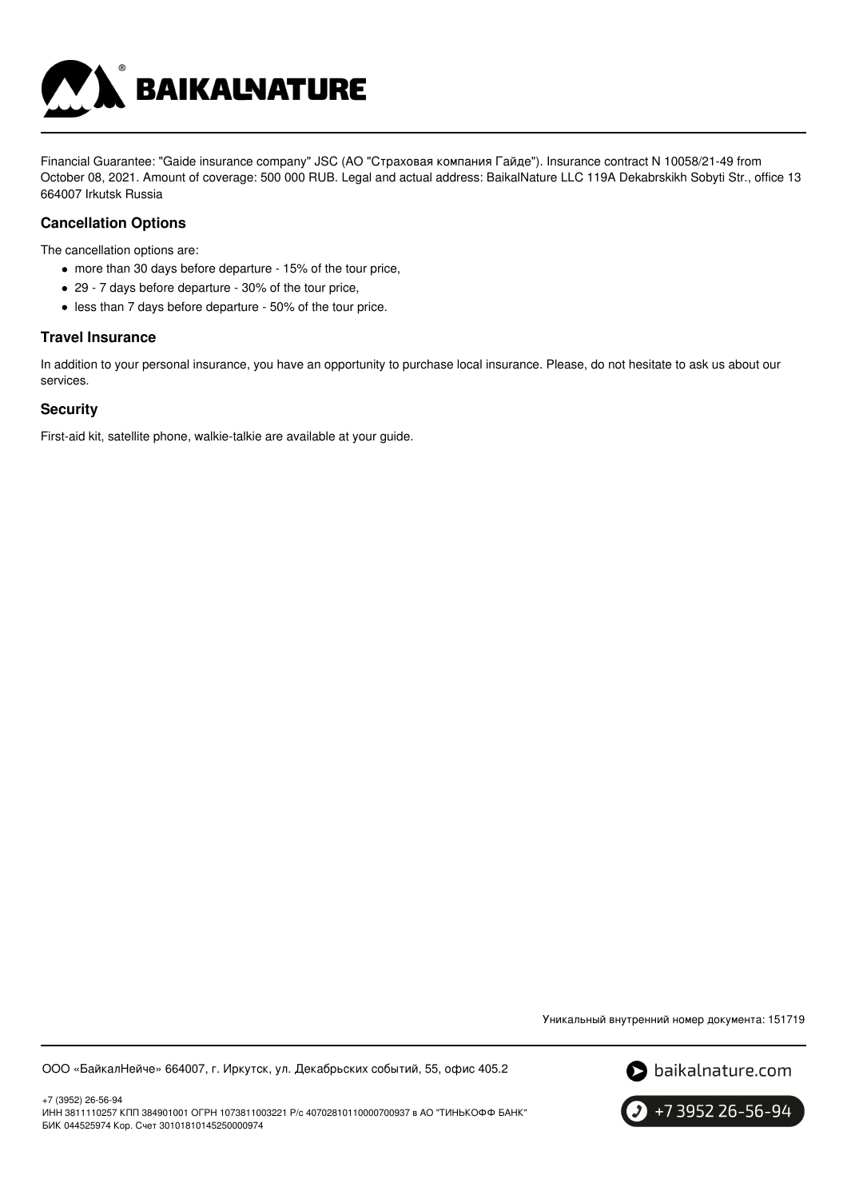Financial Guarantee: "Gaide insurance company" JSC (АО "Страховая компания Гайде"). Insurance contract N 10058/21-49 from October 08, 2021. Amount of coverage: 500 000 RUB. Legal and actual address: BaikalNature LLC 119A Dekabrskikh Sobyti Str., office 13 664007 Irkutsk Russia

### Cancellation Options

The cancellation options are:

- more than 30 days before departure - 15% of the tour price,
- 29 - 7 days before departure - 30% of the tour price,
- less than 7 days before departure - 50% of the tour price.

### Travel Insurance

In addition to your personal insurance, you have an opportunity to purchase local insurance. Please, do not hesitate to ask us about our services.

### Security

First-aid kit, satellite phone, walkie-talkie are available at your guide.

Уникальный внутренний номер документа: 151719